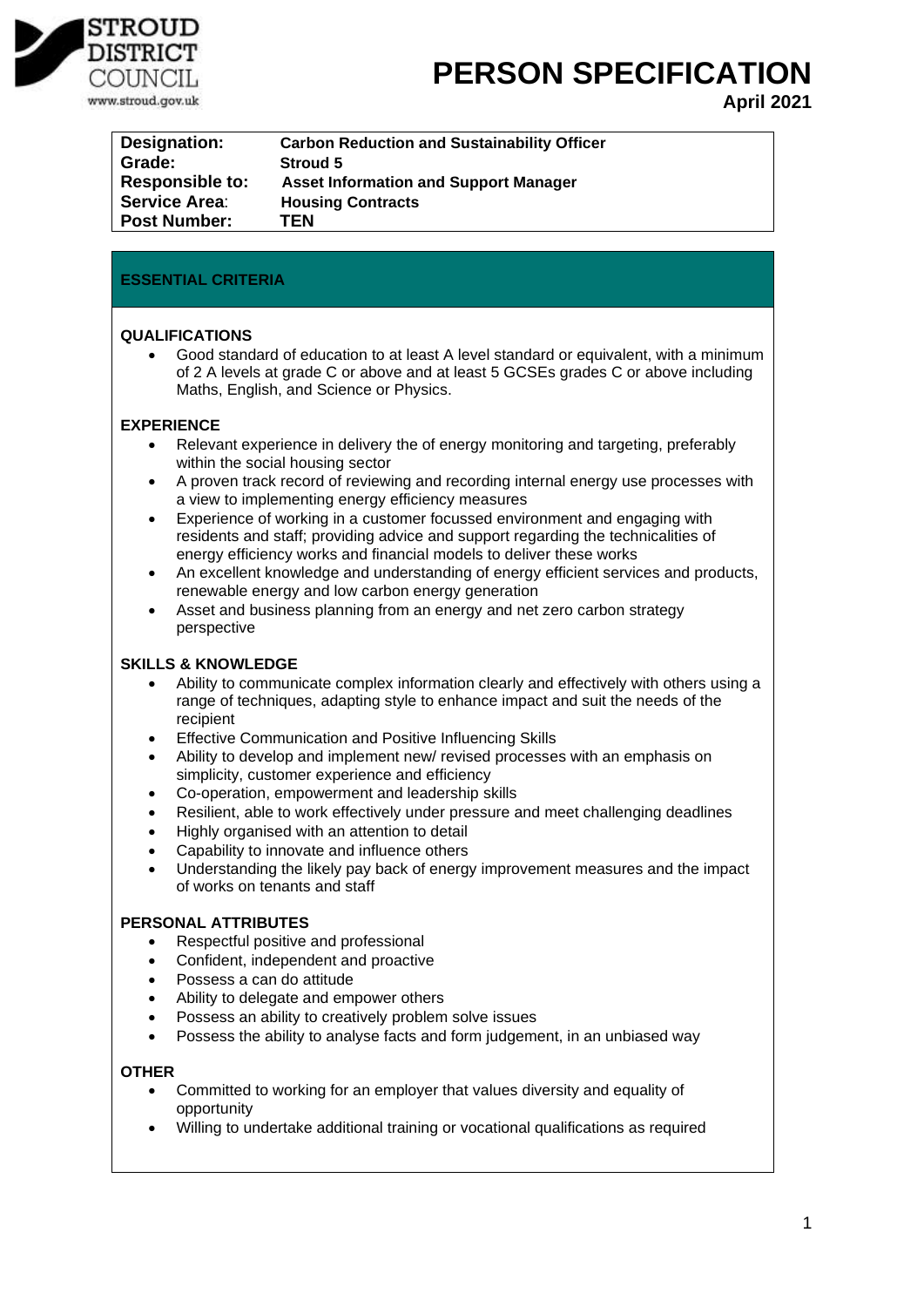STROUD DISTRICT COUNCIL
www.stroud.gov.uk

# PERSON SPECIFICATION

**April 2021**

| | |
|---|---|
| **Designation:** | **Carbon Reduction and Sustainability Officer** |
| **Grade:** | **Stroud 5** |
| **Responsible to:** | **Asset Information and Support Manager** |
| **Service Area:** | **Housing Contracts** |
| **Post Number:** | **TEN** |

## ESSENTIAL CRITERIA

### QUALIFICATIONS

- Good standard of education to at least A level standard or equivalent, with a minimum of 2 A levels at grade C or above and at least 5 GCSEs grades C or above including Maths, English, and Science or Physics.

### EXPERIENCE

- Relevant experience in delivery the of energy monitoring and targeting, preferably within the social housing sector
- A proven track record of reviewing and recording internal energy use processes with a view to implementing energy efficiency measures
- Experience of working in a customer focussed environment and engaging with residents and staff; providing advice and support regarding the technicalities of energy efficiency works and financial models to deliver these works
- An excellent knowledge and understanding of energy efficient services and products, renewable energy and low carbon energy generation
- Asset and business planning from an energy and net zero carbon strategy perspective

### SKILLS & KNOWLEDGE

- Ability to communicate complex information clearly and effectively with others using a range of techniques, adapting style to enhance impact and suit the needs of the recipient
- Effective Communication and Positive Influencing Skills
- Ability to develop and implement new/ revised processes with an emphasis on simplicity, customer experience and efficiency
- Co-operation, empowerment and leadership skills
- Resilient, able to work effectively under pressure and meet challenging deadlines
- Highly organised with an attention to detail
- Capability to innovate and influence others
- Understanding the likely pay back of energy improvement measures and the impact of works on tenants and staff

### PERSONAL ATTRIBUTES

- Respectful positive and professional
- Confident, independent and proactive
- Possess a can do attitude
- Ability to delegate and empower others
- Possess an ability to creatively problem solve issues
- Possess the ability to analyse facts and form judgement, in an unbiased way

### OTHER

- Committed to working for an employer that values diversity and equality of opportunity
- Willing to undertake additional training or vocational qualifications as required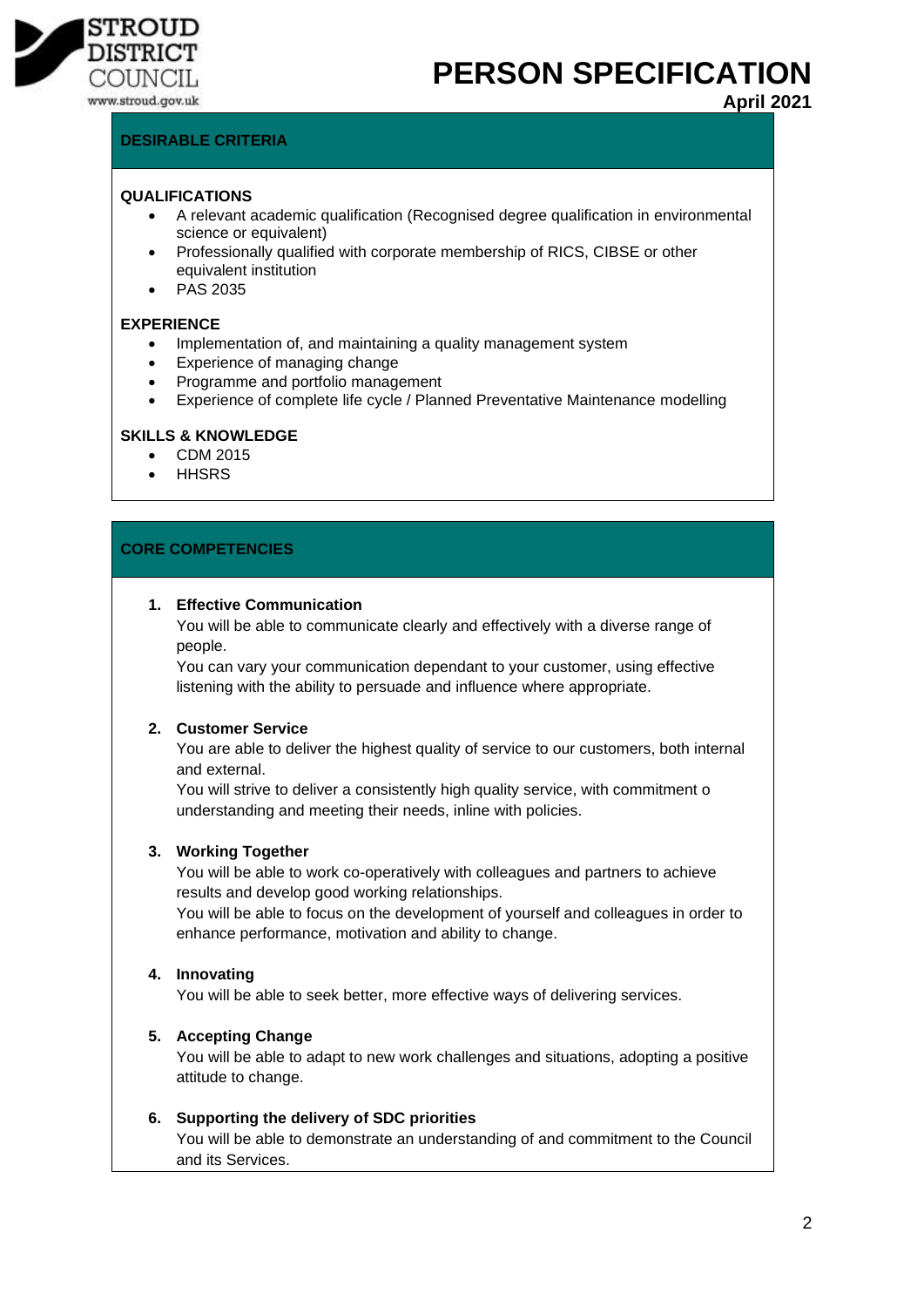# PERSON SPECIFICATION

**April 2021**

## DESIRABLE CRITERIA

### QUALIFICATIONS

- A relevant academic qualification (Recognised degree qualification in environmental science or equivalent)
- Professionally qualified with corporate membership of RICS, CIBSE or other equivalent institution
- PAS 2035

### EXPERIENCE

- Implementation of, and maintaining a quality management system
- Experience of managing change
- Programme and portfolio management
- Experience of complete life cycle / Planned Preventative Maintenance modelling

### SKILLS & KNOWLEDGE

- CDM 2015
- HHSRS

## CORE COMPETENCIES

1. **Effective Communication**
   You will be able to communicate clearly and effectively with a diverse range of people.
   You can vary your communication dependant to your customer, using effective listening with the ability to persuade and influence where appropriate.

2. **Customer Service**
   You are able to deliver the highest quality of service to our customers, both internal and external.
   You will strive to deliver a consistently high quality service, with commitment o understanding and meeting their needs, inline with policies.

3. **Working Together**
   You will be able to work co-operatively with colleagues and partners to achieve results and develop good working relationships.
   You will be able to focus on the development of yourself and colleagues in order to enhance performance, motivation and ability to change.

4. **Innovating**
   You will be able to seek better, more effective ways of delivering services.

5. **Accepting Change**
   You will be able to adapt to new work challenges and situations, adopting a positive attitude to change.

6. **Supporting the delivery of SDC priorities**
   You will be able to demonstrate an understanding of and commitment to the Council and its Services.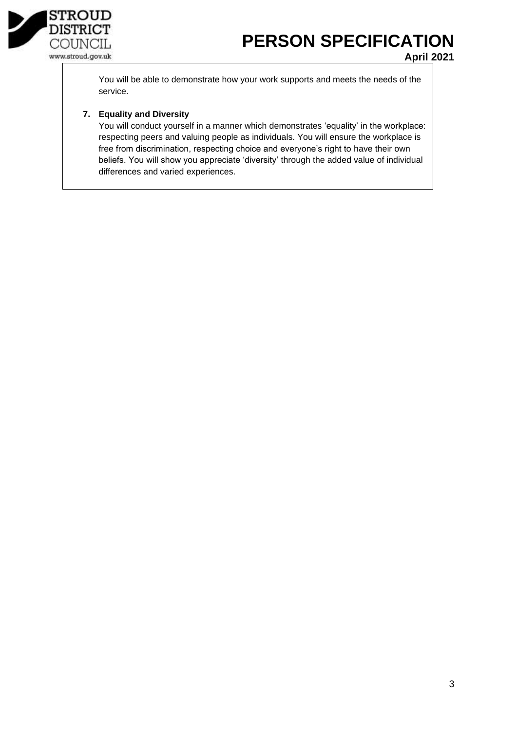You will be able to demonstrate how your work supports and meets the needs of the service.

**7. Equality and Diversity**

You will conduct yourself in a manner which demonstrates 'equality' in the workplace: respecting peers and valuing people as individuals. You will ensure the workplace is free from discrimination, respecting choice and everyone's right to have their own beliefs. You will show you appreciate 'diversity' through the added value of individual differences and varied experiences.